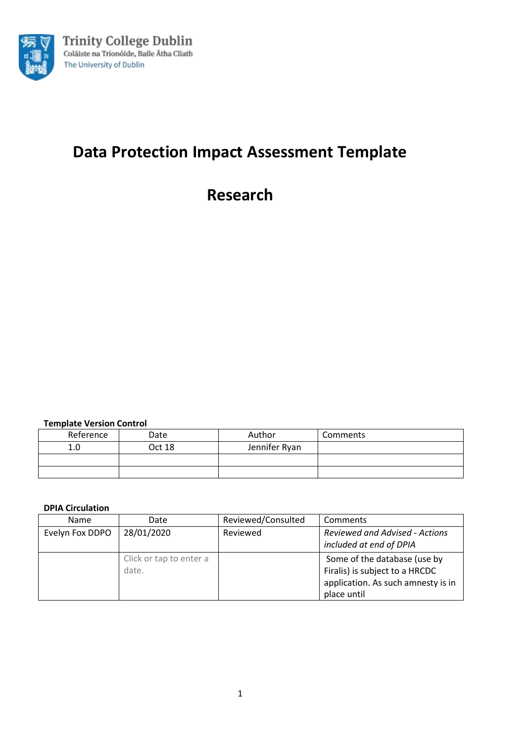Trinity College Dublin
Coláiste na Tríonóide, Baile Átha Cliath
The University of Dublin

# Data Protection Impact Assessment Template

# Research

**Template Version Control**

| Reference | Date | Author | Comments |
|---|---|---|---|
| 1.0 | Oct 18 | Jennifer Ryan | |
| | | | |
| | | | |

**DPIA Circulation**

| Name | Date | Reviewed/Consulted | Comments |
|---|---|---|---|
| Evelyn Fox DDPO | 28/01/2020 | Reviewed | *Reviewed and Advised - Actions included at end of DPIA* |
| | Click or tap to enter a date. | | Some of the database (use by Firalis) is subject to a HRCDC application. As such amnesty is in place until |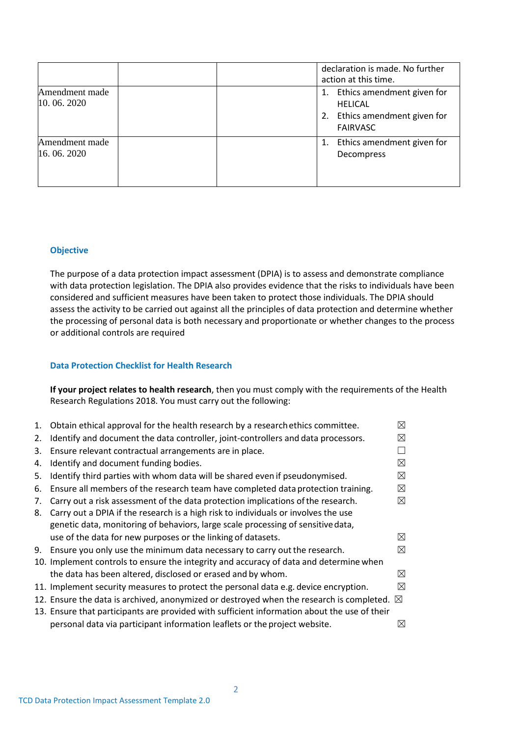|  |  |  | declaration is made. No further action at this time. |
|---|---|---|---|
| Amendment made 10. 06. 2020 |  |  | 1. Ethics amendment given for HELICAL<br>2. Ethics amendment given for FAIRVASC |
| Amendment made 16. 06. 2020 |  |  | 1. Ethics amendment given for Decompress |

## Objective

The purpose of a data protection impact assessment (DPIA) is to assess and demonstrate compliance with data protection legislation. The DPIA also provides evidence that the risks to individuals have been considered and sufficient measures have been taken to protect those individuals. The DPIA should assess the activity to be carried out against all the principles of data protection and determine whether the processing of personal data is both necessary and proportionate or whether changes to the process or additional controls are required

## Data Protection Checklist for Health Research

**If your project relates to health research**, then you must comply with the requirements of the Health Research Regulations 2018. You must carry out the following:

1. Obtain ethical approval for the health research by a research ethics committee. ☒
2. Identify and document the data controller, joint-controllers and data processors. ☒
3. Ensure relevant contractual arrangements are in place. ☐
4. Identify and document funding bodies. ☒
5. Identify third parties with whom data will be shared even if pseudonymised. ☒
6. Ensure all members of the research team have completed data protection training. ☒
7. Carry out a risk assessment of the data protection implications of the research. ☒
8. Carry out a DPIA if the research is a high risk to individuals or involves the use genetic data, monitoring of behaviors, large scale processing of sensitive data, use of the data for new purposes or the linking of datasets. ☒
9. Ensure you only use the minimum data necessary to carry out the research. ☒
10. Implement controls to ensure the integrity and accuracy of data and determine when the data has been altered, disclosed or erased and by whom. ☒
11. Implement security measures to protect the personal data e.g. device encryption. ☒
12. Ensure the data is archived, anonymized or destroyed when the research is completed. ☒
13. Ensure that participants are provided with sufficient information about the use of their personal data via participant information leaflets or the project website. ☒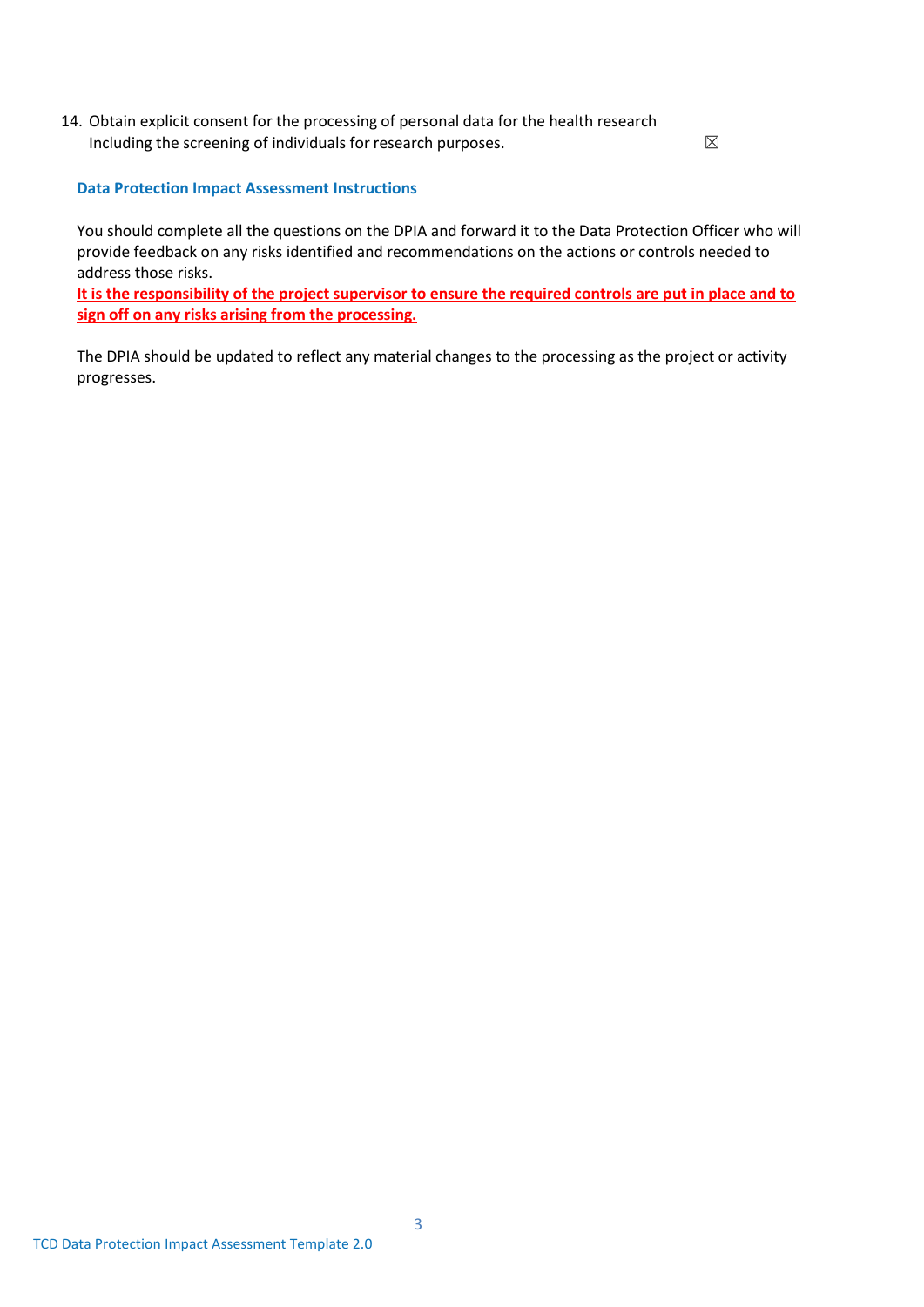14. Obtain explicit consent for the processing of personal data for the health research Including the screening of individuals for research purposes. ☒

### Data Protection Impact Assessment Instructions

You should complete all the questions on the DPIA and forward it to the Data Protection Officer who will provide feedback on any risks identified and recommendations on the actions or controls needed to address those risks.

**It is the responsibility of the project supervisor to ensure the required controls are put in place and to sign off on any risks arising from the processing.**

The DPIA should be updated to reflect any material changes to the processing as the project or activity progresses.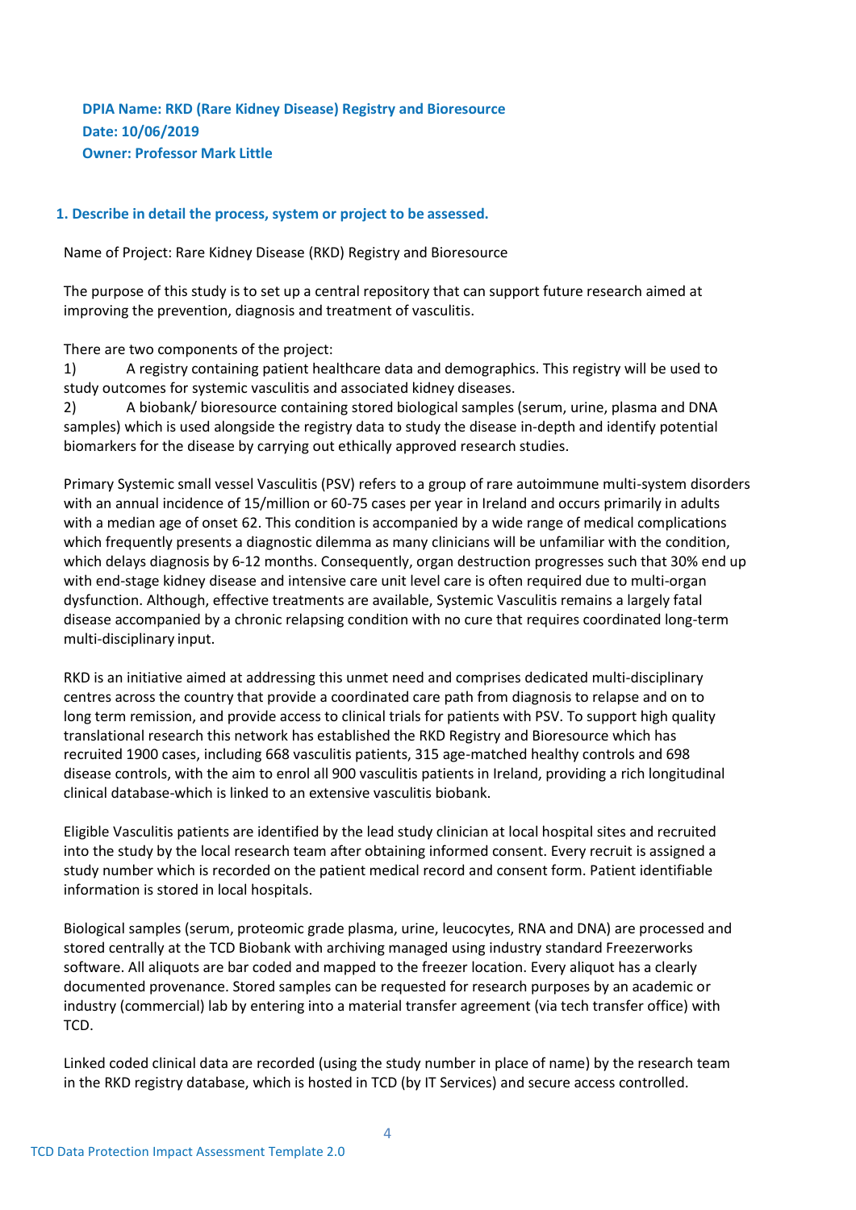**DPIA Name: RKD (Rare Kidney Disease) Registry and Bioresource**
**Date: 10/06/2019**
**Owner: Professor Mark Little**

## 1. Describe in detail the process, system or project to be assessed.

Name of Project: Rare Kidney Disease (RKD) Registry and Bioresource

The purpose of this study is to set up a central repository that can support future research aimed at improving the prevention, diagnosis and treatment of vasculitis.

There are two components of the project:

1) A registry containing patient healthcare data and demographics. This registry will be used to study outcomes for systemic vasculitis and associated kidney diseases.
2) A biobank/ bioresource containing stored biological samples (serum, urine, plasma and DNA samples) which is used alongside the registry data to study the disease in-depth and identify potential biomarkers for the disease by carrying out ethically approved research studies.

Primary Systemic small vessel Vasculitis (PSV) refers to a group of rare autoimmune multi-system disorders with an annual incidence of 15/million or 60-75 cases per year in Ireland and occurs primarily in adults with a median age of onset 62. This condition is accompanied by a wide range of medical complications which frequently presents a diagnostic dilemma as many clinicians will be unfamiliar with the condition, which delays diagnosis by 6-12 months. Consequently, organ destruction progresses such that 30% end up with end-stage kidney disease and intensive care unit level care is often required due to multi-organ dysfunction. Although, effective treatments are available, Systemic Vasculitis remains a largely fatal disease accompanied by a chronic relapsing condition with no cure that requires coordinated long-term multi-disciplinary input.

RKD is an initiative aimed at addressing this unmet need and comprises dedicated multi-disciplinary centres across the country that provide a coordinated care path from diagnosis to relapse and on to long term remission, and provide access to clinical trials for patients with PSV. To support high quality translational research this network has established the RKD Registry and Bioresource which has recruited 1900 cases, including 668 vasculitis patients, 315 age-matched healthy controls and 698 disease controls, with the aim to enrol all 900 vasculitis patients in Ireland, providing a rich longitudinal clinical database-which is linked to an extensive vasculitis biobank.

Eligible Vasculitis patients are identified by the lead study clinician at local hospital sites and recruited into the study by the local research team after obtaining informed consent. Every recruit is assigned a study number which is recorded on the patient medical record and consent form. Patient identifiable information is stored in local hospitals.

Biological samples (serum, proteomic grade plasma, urine, leucocytes, RNA and DNA) are processed and stored centrally at the TCD Biobank with archiving managed using industry standard Freezerworks software. All aliquots are bar coded and mapped to the freezer location. Every aliquot has a clearly documented provenance. Stored samples can be requested for research purposes by an academic or industry (commercial) lab by entering into a material transfer agreement (via tech transfer office) with TCD.

Linked coded clinical data are recorded (using the study number in place of name) by the research team in the RKD registry database, which is hosted in TCD (by IT Services) and secure access controlled.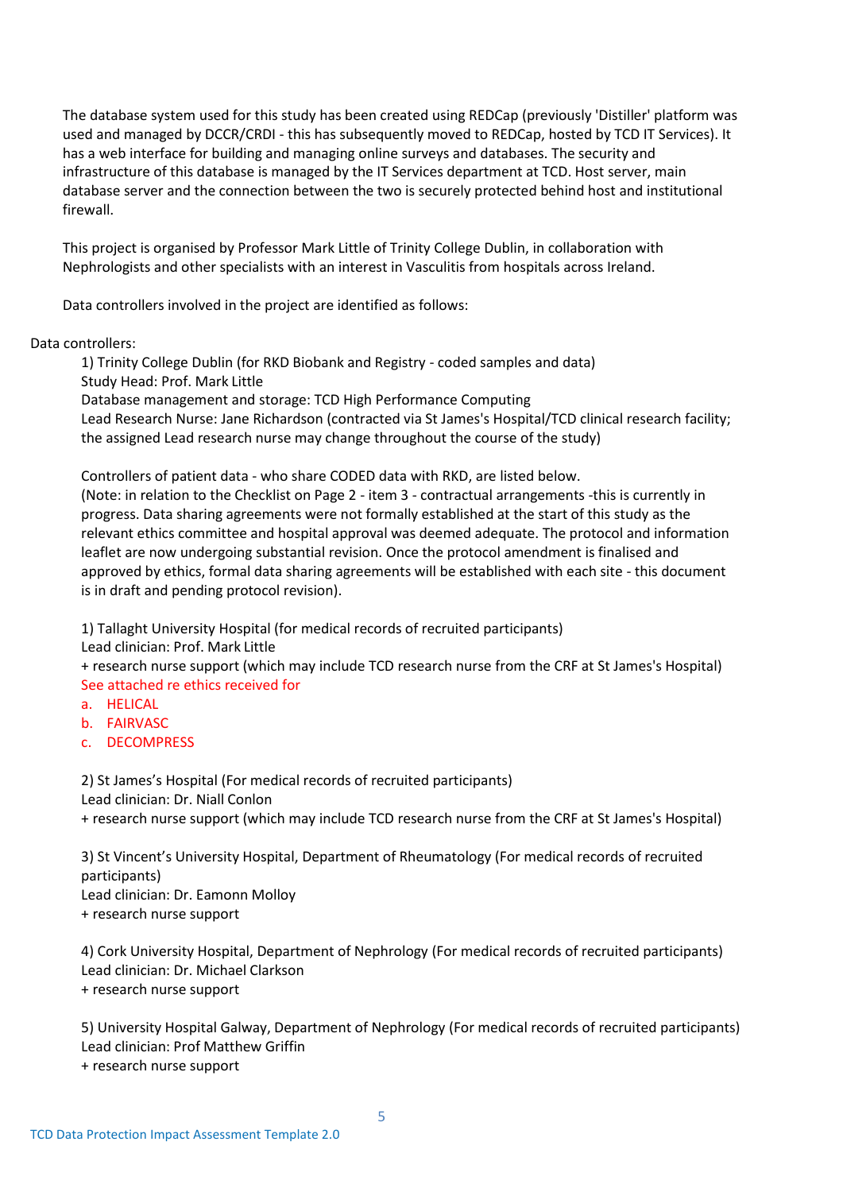The database system used for this study has been created using REDCap (previously 'Distiller' platform was used and managed by DCCR/CRDI - this has subsequently moved to REDCap, hosted by TCD IT Services). It has a web interface for building and managing online surveys and databases. The security and infrastructure of this database is managed by the IT Services department at TCD. Host server, main database server and the connection between the two is securely protected behind host and institutional firewall.

This project is organised by Professor Mark Little of Trinity College Dublin, in collaboration with Nephrologists and other specialists with an interest in Vasculitis from hospitals across Ireland.

Data controllers involved in the project are identified as follows:

Data controllers:

1) Trinity College Dublin (for RKD Biobank and Registry - coded samples and data)
Study Head: Prof. Mark Little
Database management and storage: TCD High Performance Computing
Lead Research Nurse: Jane Richardson (contracted via St James's Hospital/TCD clinical research facility; the assigned Lead research nurse may change throughout the course of the study)

Controllers of patient data - who share CODED data with RKD, are listed below.
(Note: in relation to the Checklist on Page 2 - item 3 - contractual arrangements -this is currently in progress. Data sharing agreements were not formally established at the start of this study as the relevant ethics committee and hospital approval was deemed adequate. The protocol and information leaflet are now undergoing substantial revision. Once the protocol amendment is finalised and approved by ethics, formal data sharing agreements will be established with each site - this document is in draft and pending protocol revision).

1) Tallaght University Hospital (for medical records of recruited participants)
Lead clinician: Prof. Mark Little
\+ research nurse support (which may include TCD research nurse from the CRF at St James's Hospital)
See attached re ethics received for

a. HELICAL
b. FAIRVASC
c. DECOMPRESS

2) St James's Hospital (For medical records of recruited participants)
Lead clinician: Dr. Niall Conlon
\+ research nurse support (which may include TCD research nurse from the CRF at St James's Hospital)

3) St Vincent's University Hospital, Department of Rheumatology (For medical records of recruited participants)
Lead clinician: Dr. Eamonn Molloy
\+ research nurse support

4) Cork University Hospital, Department of Nephrology (For medical records of recruited participants)
Lead clinician: Dr. Michael Clarkson
\+ research nurse support

5) University Hospital Galway, Department of Nephrology (For medical records of recruited participants)
Lead clinician: Prof Matthew Griffin
\+ research nurse support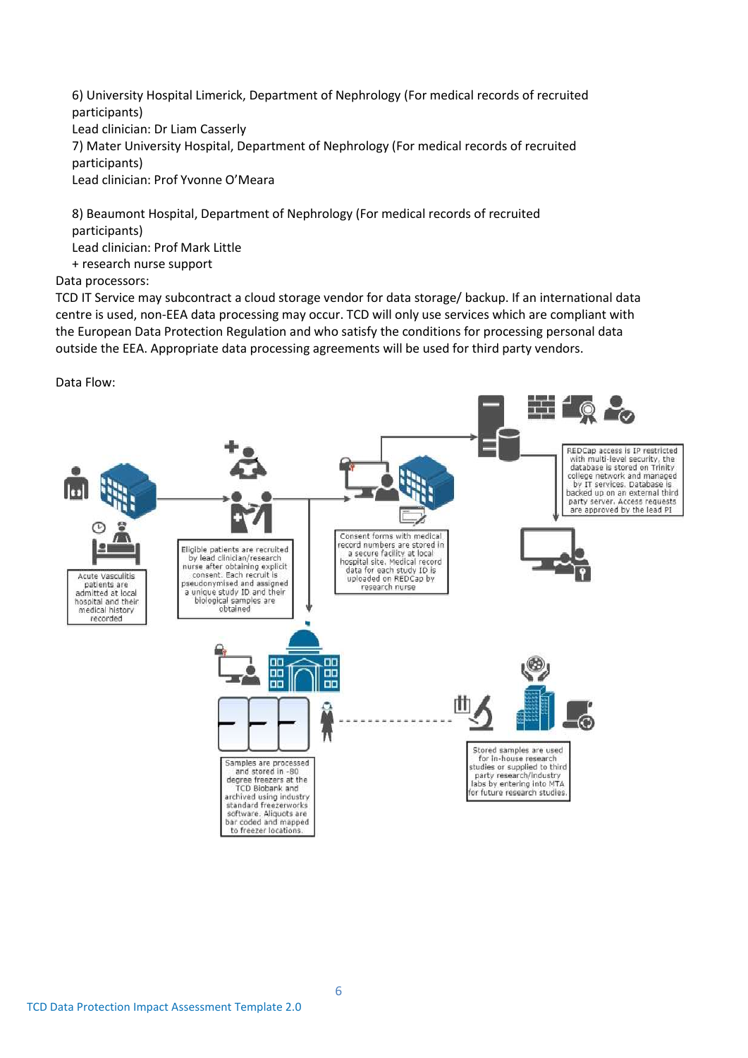6) University Hospital Limerick, Department of Nephrology (For medical records of recruited participants)
Lead clinician: Dr Liam Casserly

7) Mater University Hospital, Department of Nephrology (For medical records of recruited participants)
Lead clinician: Prof Yvonne O'Meara

8) Beaumont Hospital, Department of Nephrology (For medical records of recruited participants)
Lead clinician: Prof Mark Little
+ research nurse support

Data processors:
TCD IT Service may subcontract a cloud storage vendor for data storage/ backup. If an international data centre is used, non-EEA data processing may occur. TCD will only use services which are compliant with the European Data Protection Regulation and who satisfy the conditions for processing personal data outside the EEA. Appropriate data processing agreements will be used for third party vendors.

Data Flow:

Acute Vasculitis patients are admitted at local hospital and their medical history recorded

Eligible patients are recruited by lead clinician/research nurse after obtaining explicit consent. Each recruit is pseudonymised and assigned a unique study ID and their biological samples are obtained

Consent forms with medical record numbers are stored in a secure facility at local hospital site. Medical record data for each study ID is uploaded on REDCap by research nurse

REDCap access is IP restricted with multi-level security, the database is stored on Trinity college network and managed by IT services. Database is backed up on an external third party server. Access requests are approved by the lead PI

Samples are processed and stored in -80 degree freezers at the TCD Biobank and archived using industry standard freezerworks software. Aliquots are bar coded and mapped to freezer locations.

Stored samples are used for in-house research studies or supplied to third party research/industry labs by entering into MTA for future research studies.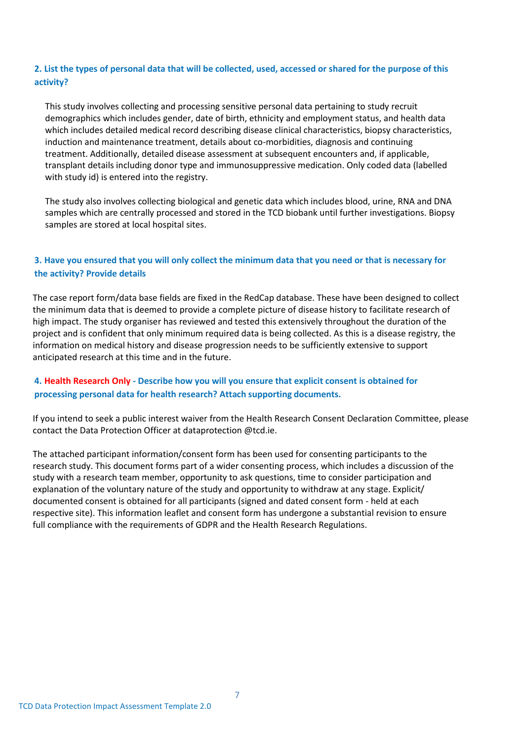**2. List the types of personal data that will be collected, used, accessed or shared for the purpose of this activity?**

This study involves collecting and processing sensitive personal data pertaining to study recruit demographics which includes gender, date of birth, ethnicity and employment status, and health data which includes detailed medical record describing disease clinical characteristics, biopsy characteristics, induction and maintenance treatment, details about co-morbidities, diagnosis and continuing treatment. Additionally, detailed disease assessment at subsequent encounters and, if applicable, transplant details including donor type and immunosuppressive medication. Only coded data (labelled with study id) is entered into the registry.

The study also involves collecting biological and genetic data which includes blood, urine, RNA and DNA samples which are centrally processed and stored in the TCD biobank until further investigations. Biopsy samples are stored at local hospital sites.

**3. Have you ensured that you will only collect the minimum data that you need or that is necessary for the activity? Provide details**

The case report form/data base fields are fixed in the RedCap database. These have been designed to collect the minimum data that is deemed to provide a complete picture of disease history to facilitate research of high impact. The study organiser has reviewed and tested this extensively throughout the duration of the project and is confident that only minimum required data is being collected. As this is a disease registry, the information on medical history and disease progression needs to be sufficiently extensive to support anticipated research at this time and in the future.

**4. Health Research Only - Describe how you will you ensure that explicit consent is obtained for processing personal data for health research? Attach supporting documents.**

If you intend to seek a public interest waiver from the Health Research Consent Declaration Committee, please contact the Data Protection Officer at dataprotection @tcd.ie.

The attached participant information/consent form has been used for consenting participants to the research study. This document forms part of a wider consenting process, which includes a discussion of the study with a research team member, opportunity to ask questions, time to consider participation and explanation of the voluntary nature of the study and opportunity to withdraw at any stage. Explicit/ documented consent is obtained for all participants (signed and dated consent form - held at each respective site). This information leaflet and consent form has undergone a substantial revision to ensure full compliance with the requirements of GDPR and the Health Research Regulations.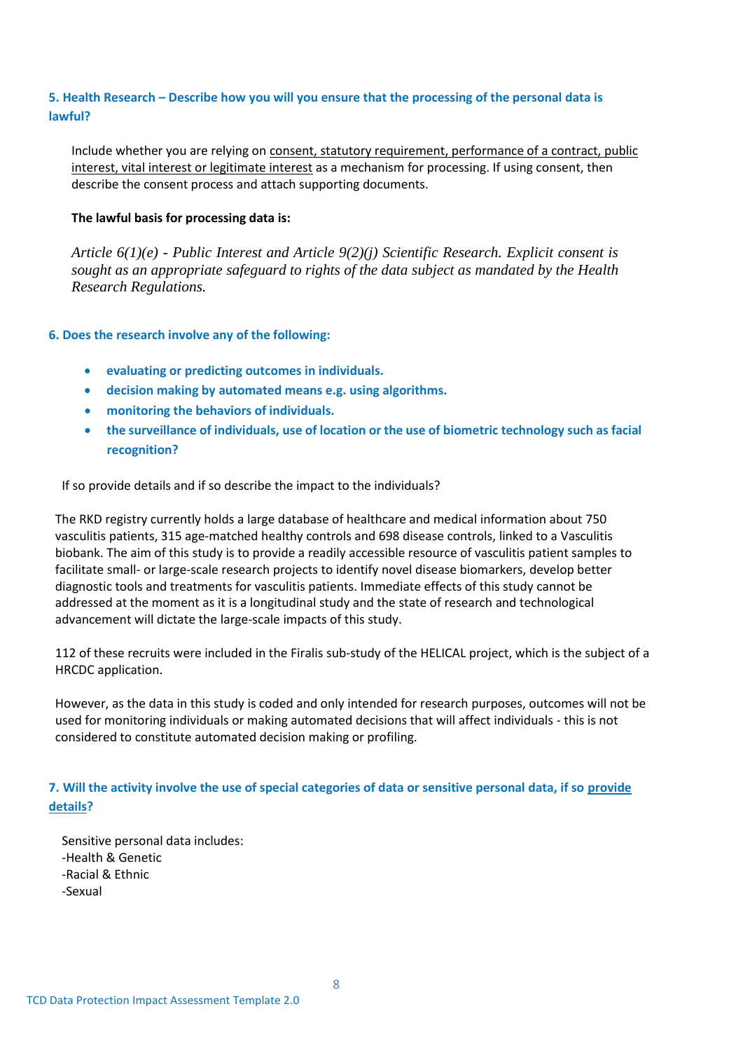**5. Health Research – Describe how you will you ensure that the processing of the personal data is lawful?**

Include whether you are relying on consent, statutory requirement, performance of a contract, public interest, vital interest or legitimate interest as a mechanism for processing. If using consent, then describe the consent process and attach supporting documents.

**The lawful basis for processing data is:**

*Article 6(1)(e) - Public Interest and Article 9(2)(j) Scientific Research. Explicit consent is sought as an appropriate safeguard to rights of the data subject as mandated by the Health Research Regulations.*

**6. Does the research involve any of the following:**

- **evaluating or predicting outcomes in individuals.**
- **decision making by automated means e.g. using algorithms.**
- **monitoring the behaviors of individuals.**
- **the surveillance of individuals, use of location or the use of biometric technology such as facial recognition?**

If so provide details and if so describe the impact to the individuals?

The RKD registry currently holds a large database of healthcare and medical information about 750 vasculitis patients, 315 age-matched healthy controls and 698 disease controls, linked to a Vasculitis biobank. The aim of this study is to provide a readily accessible resource of vasculitis patient samples to facilitate small- or large-scale research projects to identify novel disease biomarkers, develop better diagnostic tools and treatments for vasculitis patients. Immediate effects of this study cannot be addressed at the moment as it is a longitudinal study and the state of research and technological advancement will dictate the large-scale impacts of this study.

112 of these recruits were included in the Firalis sub-study of the HELICAL project, which is the subject of a HRCDC application.

However, as the data in this study is coded and only intended for research purposes, outcomes will not be used for monitoring individuals or making automated decisions that will affect individuals - this is not considered to constitute automated decision making or profiling.

**7. Will the activity involve the use of special categories of data or sensitive personal data, if so provide details?**

Sensitive personal data includes:
-Health & Genetic
-Racial & Ethnic
-Sexual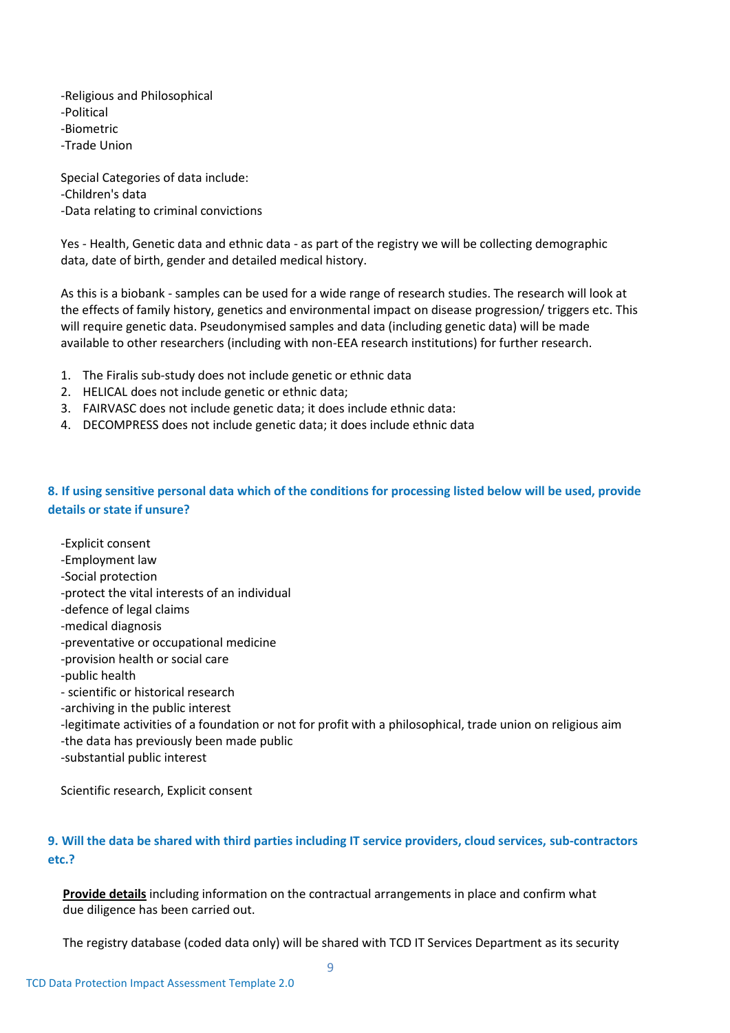-Religious and Philosophical
-Political
-Biometric
-Trade Union

Special Categories of data include:
-Children's data
-Data relating to criminal convictions

Yes - Health, Genetic data and ethnic data - as part of the registry we will be collecting demographic data, date of birth, gender and detailed medical history.

As this is a biobank - samples can be used for a wide range of research studies. The research will look at the effects of family history, genetics and environmental impact on disease progression/ triggers etc. This will require genetic data. Pseudonymised samples and data (including genetic data) will be made available to other researchers (including with non-EEA research institutions) for further research.

1. The Firalis sub-study does not include genetic or ethnic data
2. HELICAL does not include genetic or ethnic data;
3. FAIRVASC does not include genetic data; it does include ethnic data:
4. DECOMPRESS does not include genetic data; it does include ethnic data

### 8. If using sensitive personal data which of the conditions for processing listed below will be used, provide details or state if unsure?

-Explicit consent
-Employment law
-Social protection
-protect the vital interests of an individual
-defence of legal claims
-medical diagnosis
-preventative or occupational medicine
-provision health or social care
-public health
- scientific or historical research
-archiving in the public interest
-legitimate activities of a foundation or not for profit with a philosophical, trade union on religious aim
-the data has previously been made public
-substantial public interest

Scientific research, Explicit consent

### 9. Will the data be shared with third parties including IT service providers, cloud services, sub-contractors etc.?

**Provide details** including information on the contractual arrangements in place and confirm what due diligence has been carried out.

The registry database (coded data only) will be shared with TCD IT Services Department as its security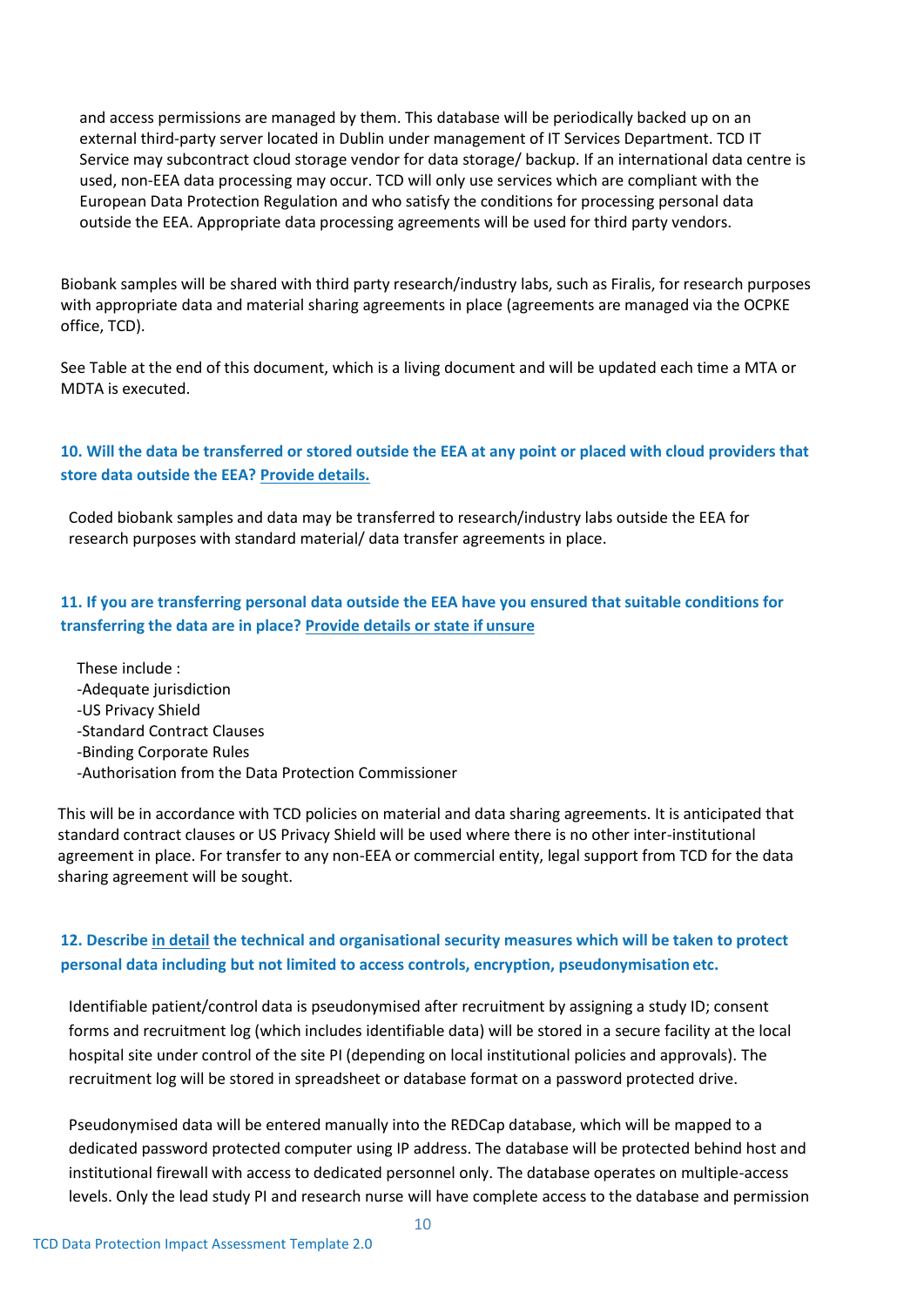and access permissions are managed by them. This database will be periodically backed up on an external third-party server located in Dublin under management of IT Services Department. TCD IT Service may subcontract cloud storage vendor for data storage/ backup. If an international data centre is used, non-EEA data processing may occur. TCD will only use services which are compliant with the European Data Protection Regulation and who satisfy the conditions for processing personal data outside the EEA. Appropriate data processing agreements will be used for third party vendors.

Biobank samples will be shared with third party research/industry labs, such as Firalis, for research purposes with appropriate data and material sharing agreements in place (agreements are managed via the OCPKE office, TCD).

See Table at the end of this document, which is a living document and will be updated each time a MTA or MDTA is executed.

### 10. Will the data be transferred or stored outside the EEA at any point or placed with cloud providers that store data outside the EEA? Provide details.

Coded biobank samples and data may be transferred to research/industry labs outside the EEA for research purposes with standard material/ data transfer agreements in place.

### 11. If you are transferring personal data outside the EEA have you ensured that suitable conditions for transferring the data are in place? Provide details or state if unsure

These include :

- Adequate jurisdiction
- US Privacy Shield
- Standard Contract Clauses
- Binding Corporate Rules
- Authorisation from the Data Protection Commissioner

This will be in accordance with TCD policies on material and data sharing agreements. It is anticipated that standard contract clauses or US Privacy Shield will be used where there is no other inter-institutional agreement in place. For transfer to any non-EEA or commercial entity, legal support from TCD for the data sharing agreement will be sought.

### 12. Describe in detail the technical and organisational security measures which will be taken to protect personal data including but not limited to access controls, encryption, pseudonymisation etc.

Identifiable patient/control data is pseudonymised after recruitment by assigning a study ID; consent forms and recruitment log (which includes identifiable data) will be stored in a secure facility at the local hospital site under control of the site PI (depending on local institutional policies and approvals). The recruitment log will be stored in spreadsheet or database format on a password protected drive.

Pseudonymised data will be entered manually into the REDCap database, which will be mapped to a dedicated password protected computer using IP address. The database will be protected behind host and institutional firewall with access to dedicated personnel only. The database operates on multiple-access levels. Only the lead study PI and research nurse will have complete access to the database and permission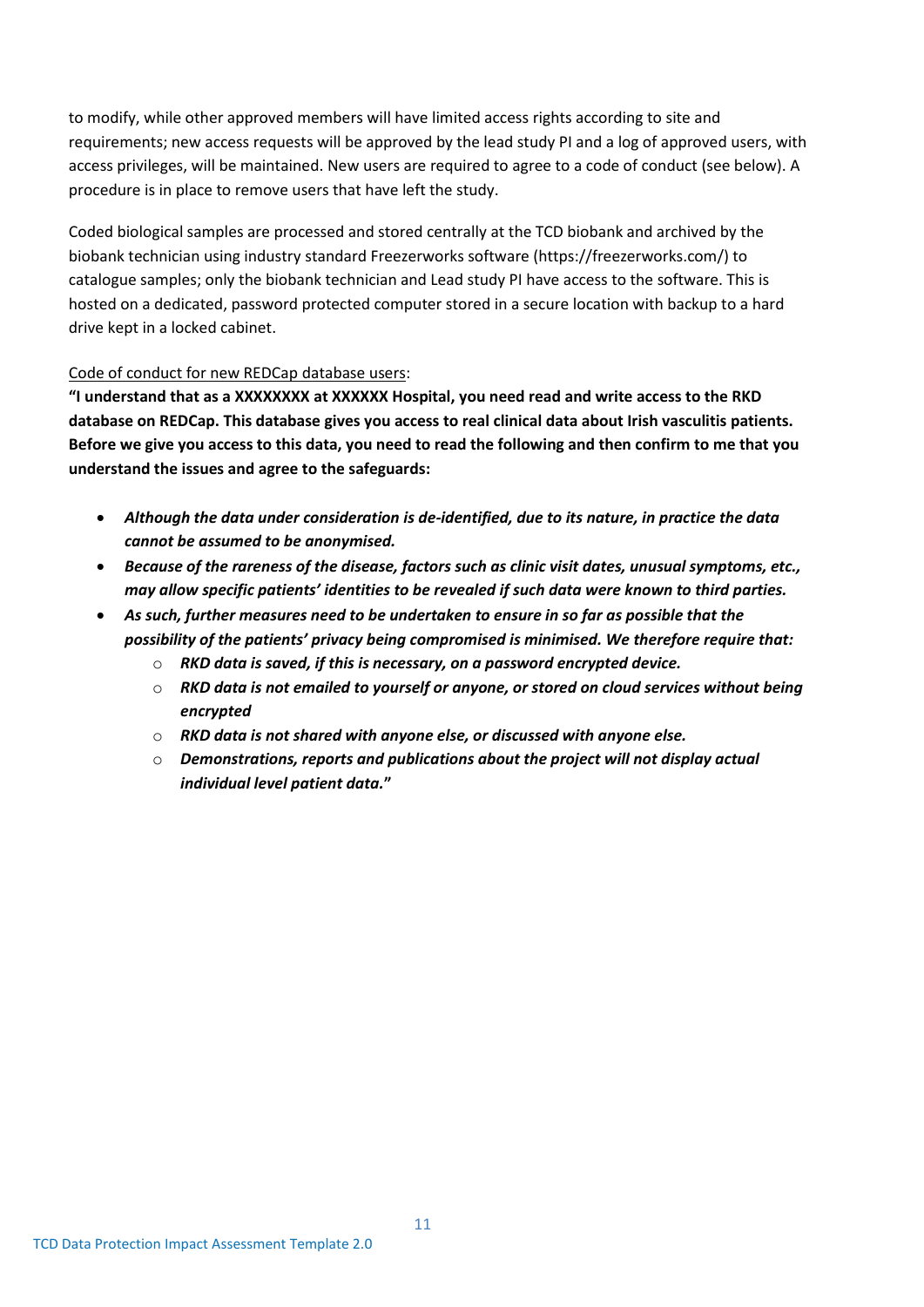to modify, while other approved members will have limited access rights according to site and requirements; new access requests will be approved by the lead study PI and a log of approved users, with access privileges, will be maintained. New users are required to agree to a code of conduct (see below). A procedure is in place to remove users that have left the study.

Coded biological samples are processed and stored centrally at the TCD biobank and archived by the biobank technician using industry standard Freezerworks software (https://freezerworks.com/) to catalogue samples; only the biobank technician and Lead study PI have access to the software. This is hosted on a dedicated, password protected computer stored in a secure location with backup to a hard drive kept in a locked cabinet.

Code of conduct for new REDCap database users:

**"I understand that as a XXXXXXXX at XXXXXX Hospital, you need read and write access to the RKD database on REDCap. This database gives you access to real clinical data about Irish vasculitis patients. Before we give you access to this data, you need to read the following and then confirm to me that you understand the issues and agree to the safeguards:**

- ***Although the data under consideration is de-identified, due to its nature, in practice the data cannot be assumed to be anonymised.***
- ***Because of the rareness of the disease, factors such as clinic visit dates, unusual symptoms, etc., may allow specific patients' identities to be revealed if such data were known to third parties.***
- ***As such, further measures need to be undertaken to ensure in so far as possible that the possibility of the patients' privacy being compromised is minimised. We therefore require that:***
    - ***RKD data is saved, if this is necessary, on a password encrypted device.***
    - ***RKD data is not emailed to yourself or anyone, or stored on cloud services without being encrypted***
    - ***RKD data is not shared with anyone else, or discussed with anyone else.***
    - ***Demonstrations, reports and publications about the project will not display actual individual level patient data."***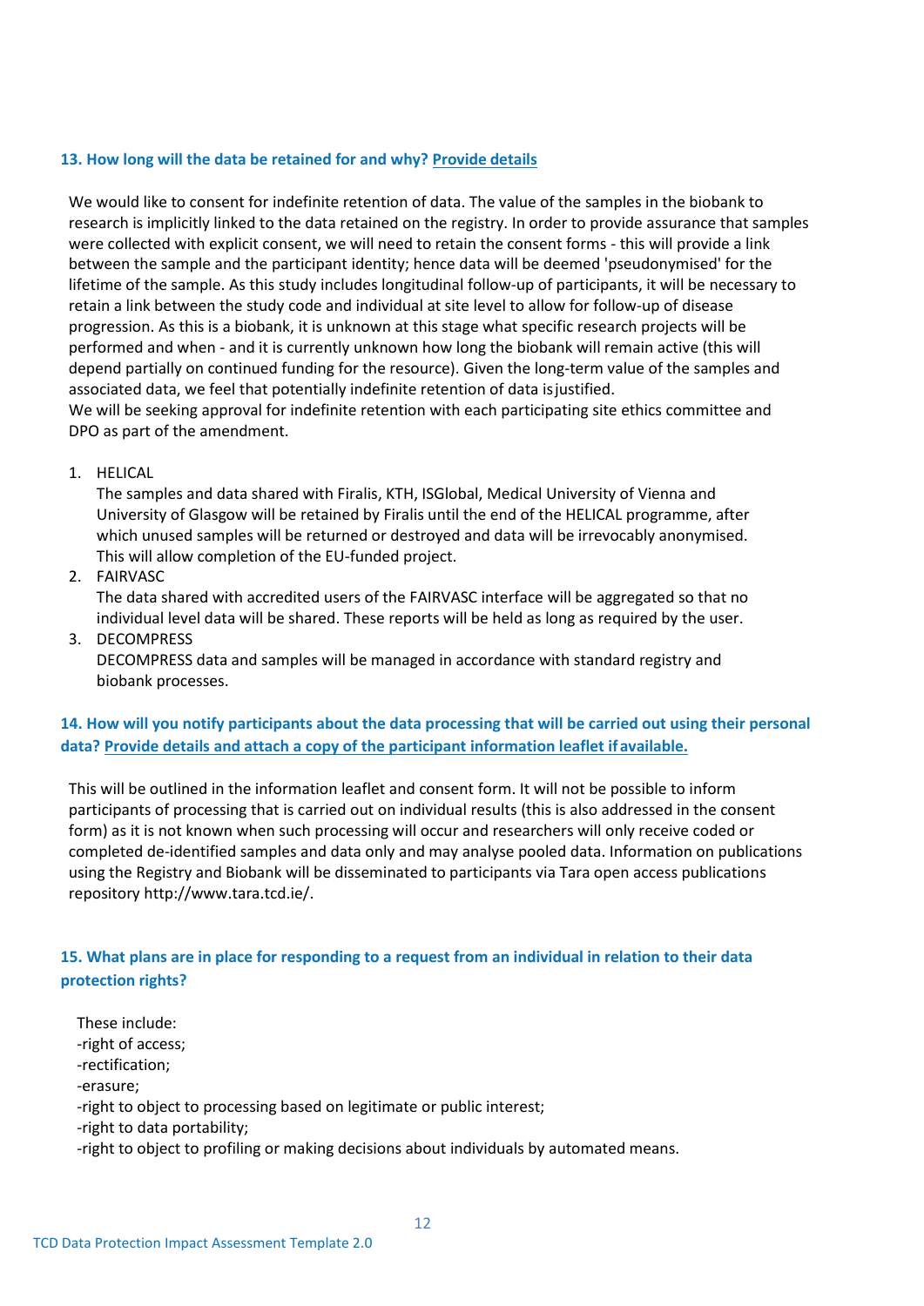### 13. How long will the data be retained for and why? Provide details

We would like to consent for indefinite retention of data. The value of the samples in the biobank to research is implicitly linked to the data retained on the registry. In order to provide assurance that samples were collected with explicit consent, we will need to retain the consent forms - this will provide a link between the sample and the participant identity; hence data will be deemed 'pseudonymised' for the lifetime of the sample. As this study includes longitudinal follow-up of participants, it will be necessary to retain a link between the study code and individual at site level to allow for follow-up of disease progression. As this is a biobank, it is unknown at this stage what specific research projects will be performed and when - and it is currently unknown how long the biobank will remain active (this will depend partially on continued funding for the resource). Given the long-term value of the samples and associated data, we feel that potentially indefinite retention of data is justified.
We will be seeking approval for indefinite retention with each participating site ethics committee and DPO as part of the amendment.

1. HELICAL
   The samples and data shared with Firalis, KTH, ISGlobal, Medical University of Vienna and University of Glasgow will be retained by Firalis until the end of the HELICAL programme, after which unused samples will be returned or destroyed and data will be irrevocably anonymised. This will allow completion of the EU-funded project.
2. FAIRVASC
   The data shared with accredited users of the FAIRVASC interface will be aggregated so that no individual level data will be shared. These reports will be held as long as required by the user.
3. DECOMPRESS
   DECOMPRESS data and samples will be managed in accordance with standard registry and biobank processes.

### 14. How will you notify participants about the data processing that will be carried out using their personal data? Provide details and attach a copy of the participant information leaflet if available.

This will be outlined in the information leaflet and consent form. It will not be possible to inform participants of processing that is carried out on individual results (this is also addressed in the consent form) as it is not known when such processing will occur and researchers will only receive coded or completed de-identified samples and data only and may analyse pooled data. Information on publications using the Registry and Biobank will be disseminated to participants via Tara open access publications repository http://www.tara.tcd.ie/.

### 15. What plans are in place for responding to a request from an individual in relation to their data protection rights?

These include:
-right of access;
-rectification;
-erasure;
-right to object to processing based on legitimate or public interest;
-right to data portability;
-right to object to profiling or making decisions about individuals by automated means.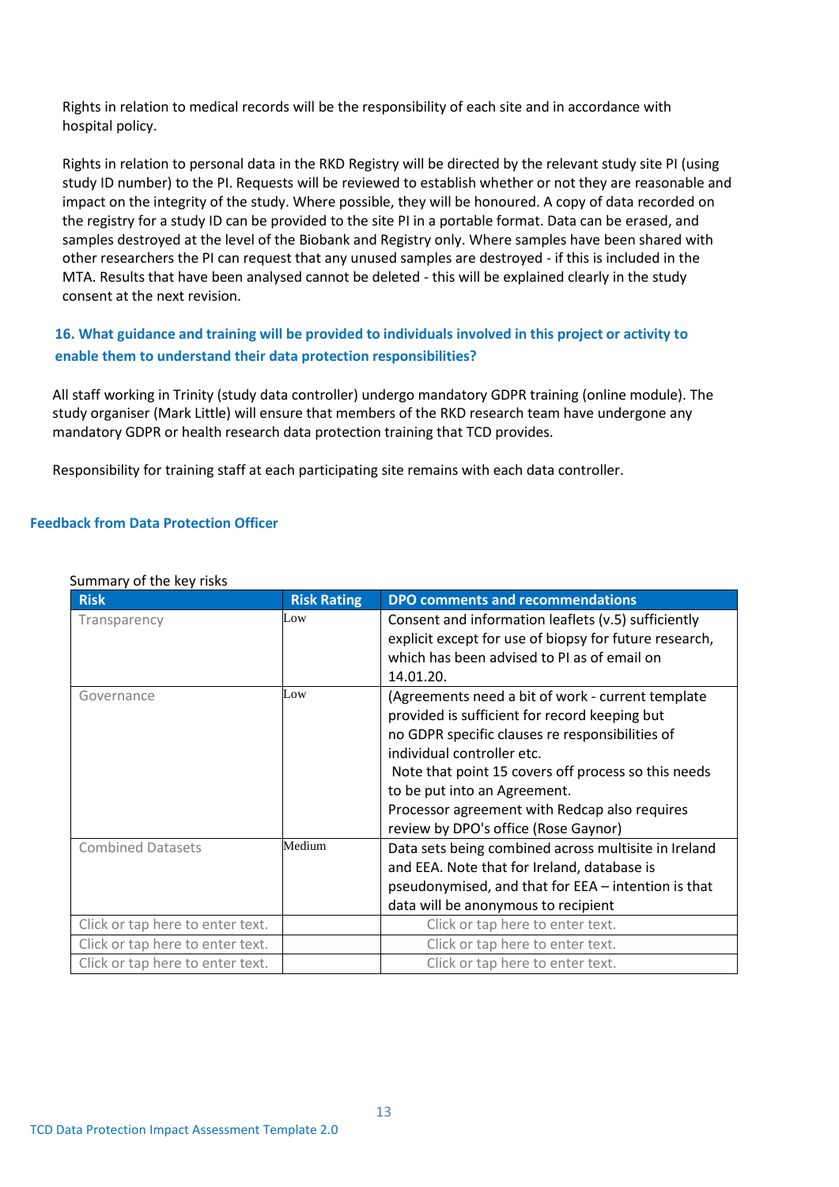Rights in relation to medical records will be the responsibility of each site and in accordance with hospital policy.

Rights in relation to personal data in the RKD Registry will be directed by the relevant study site PI (using study ID number) to the PI. Requests will be reviewed to establish whether or not they are reasonable and impact on the integrity of the study. Where possible, they will be honoured. A copy of data recorded on the registry for a study ID can be provided to the site PI in a portable format. Data can be erased, and samples destroyed at the level of the Biobank and Registry only. Where samples have been shared with other researchers the PI can request that any unused samples are destroyed - if this is included in the MTA. Results that have been analysed cannot be deleted - this will be explained clearly in the study consent at the next revision.

### 16. What guidance and training will be provided to individuals involved in this project or activity to enable them to understand their data protection responsibilities?

All staff working in Trinity (study data controller) undergo mandatory GDPR training (online module). The study organiser (Mark Little) will ensure that members of the RKD research team have undergone any mandatory GDPR or health research data protection training that TCD provides.

Responsibility for training staff at each participating site remains with each data controller.

## Feedback from Data Protection Officer

Summary of the key risks

| Risk | Risk Rating | DPO comments and recommendations |
|---|---|---|
| Transparency | Low | Consent and information leaflets (v.5) sufficiently explicit except for use of biopsy for future research, which has been advised to PI as of email on 14.01.20. |
| Governance | Low | (Agreements need a bit of work - current template provided is sufficient for record keeping but no GDPR specific clauses re responsibilities of individual controller etc. Note that point 15 covers off process so this needs to be put into an Agreement. Processor agreement with Redcap also requires review by DPO's office (Rose Gaynor) |
| Combined Datasets | Medium | Data sets being combined across multisite in Ireland and EEA. Note that for Ireland, database is pseudonymised, and that for EEA – intention is that data will be anonymous to recipient |
| Click or tap here to enter text. | | Click or tap here to enter text. |
| Click or tap here to enter text. | | Click or tap here to enter text. |
| Click or tap here to enter text. | | Click or tap here to enter text. |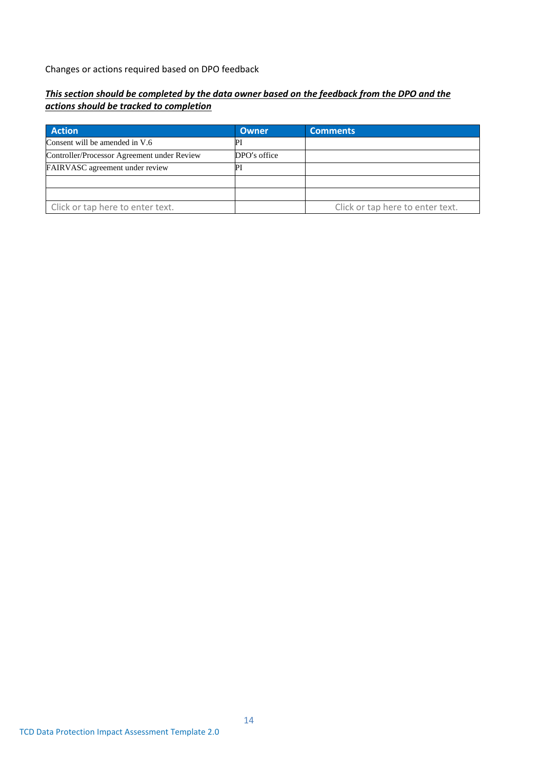Changes or actions required based on DPO feedback

***This section should be completed by the data owner based on the feedback from the DPO and the actions should be tracked to completion***

| Action | Owner | Comments |
|---|---|---|
| Consent will be amended in V.6 | PI | |
| Controller/Processor Agreement under Review | DPO's office | |
| FAIRVASC agreement under review | PI | |
| | | |
| | | |
| Click or tap here to enter text. | | Click or tap here to enter text. |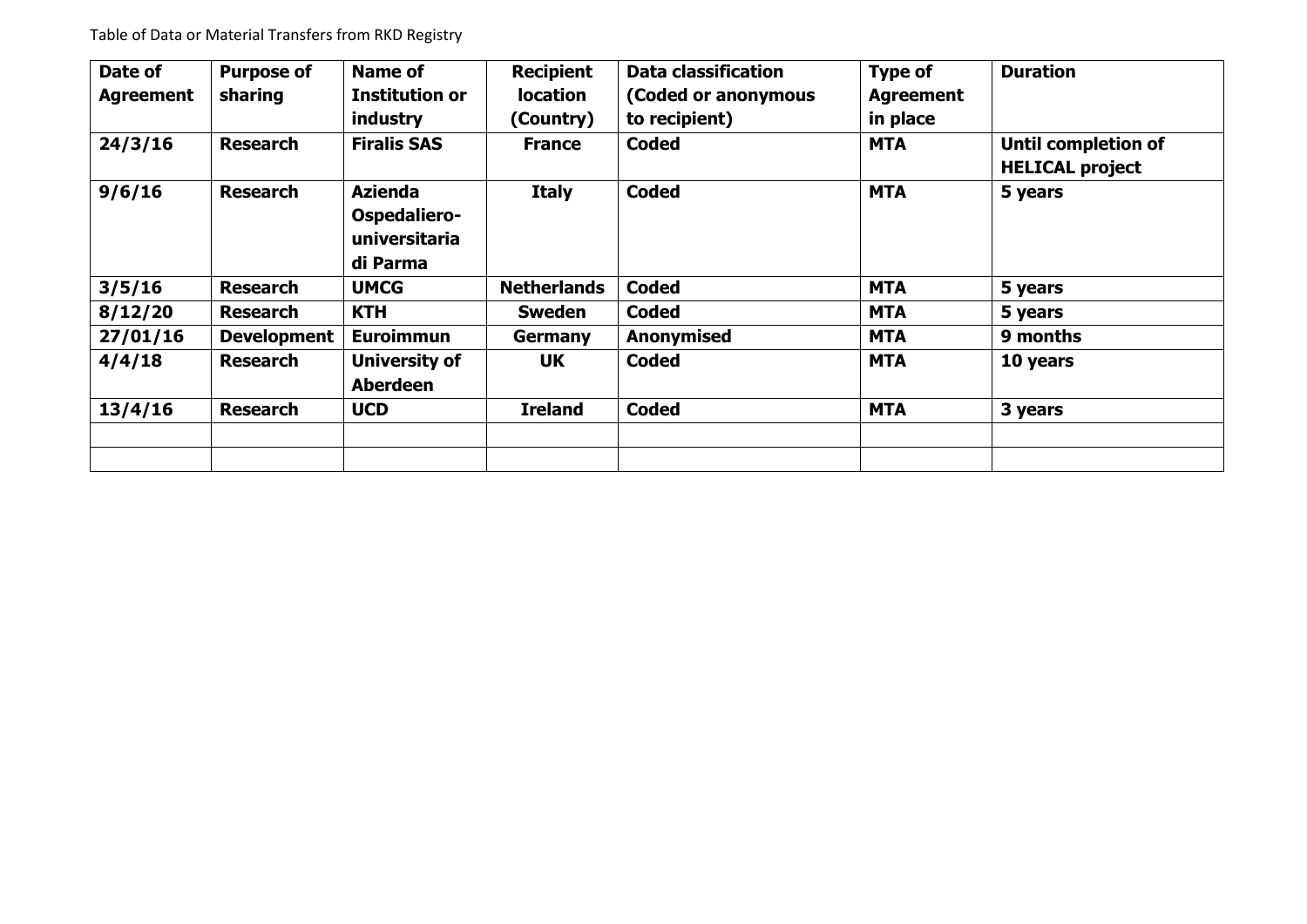Table of Data or Material Transfers from RKD Registry

| Date of Agreement | Purpose of sharing | Name of Institution or industry | Recipient location (Country) | Data classification (Coded or anonymous to recipient) | Type of Agreement in place | Duration |
|---|---|---|---|---|---|---|
| **24/3/16** | **Research** | **Firalis SAS** | **France** | **Coded** | **MTA** | **Until completion of HELICAL project** |
| **9/6/16** | **Research** | **Azienda Ospedaliero-universitaria di Parma** | **Italy** | **Coded** | **MTA** | **5 years** |
| **3/5/16** | **Research** | **UMCG** | **Netherlands** | **Coded** | **MTA** | **5 years** |
| **8/12/20** | **Research** | **KTH** | **Sweden** | **Coded** | **MTA** | **5 years** |
| **27/01/16** | **Development** | **Euroimmun** | **Germany** | **Anonymised** | **MTA** | **9 months** |
| **4/4/18** | **Research** | **University of Aberdeen** | **UK** | **Coded** | **MTA** | **10 years** |
| **13/4/16** | **Research** | **UCD** | **Ireland** | **Coded** | **MTA** | **3 years** |
| | | | | | | |
| | | | | | | |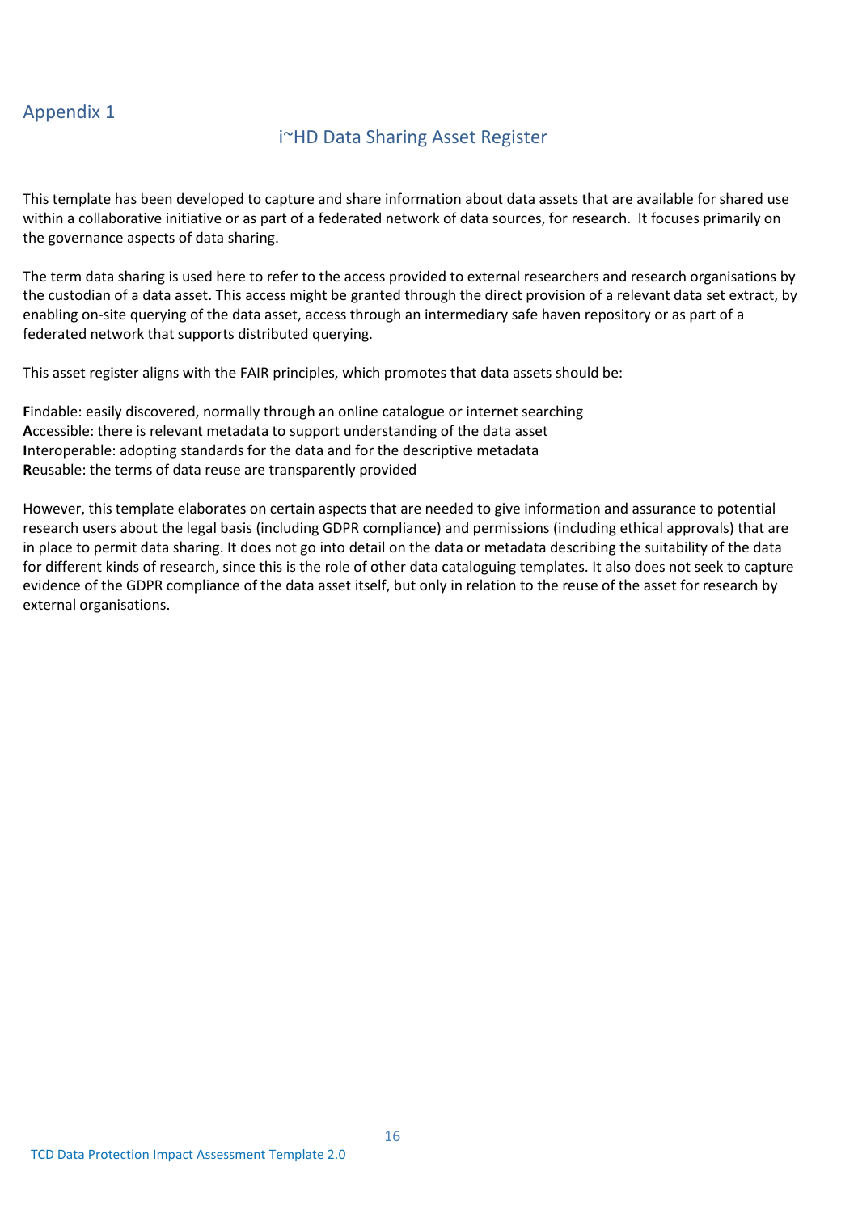## Appendix 1

### i~HD Data Sharing Asset Register

This template has been developed to capture and share information about data assets that are available for shared use within a collaborative initiative or as part of a federated network of data sources, for research. It focuses primarily on the governance aspects of data sharing.

The term data sharing is used here to refer to the access provided to external researchers and research organisations by the custodian of a data asset. This access might be granted through the direct provision of a relevant data set extract, by enabling on-site querying of the data asset, access through an intermediary safe haven repository or as part of a federated network that supports distributed querying.

This asset register aligns with the FAIR principles, which promotes that data assets should be:

**F**indable: easily discovered, normally through an online catalogue or internet searching
**A**ccessible: there is relevant metadata to support understanding of the data asset
**I**nteroperable: adopting standards for the data and for the descriptive metadata
**R**eusable: the terms of data reuse are transparently provided

However, this template elaborates on certain aspects that are needed to give information and assurance to potential research users about the legal basis (including GDPR compliance) and permissions (including ethical approvals) that are in place to permit data sharing. It does not go into detail on the data or metadata describing the suitability of the data for different kinds of research, since this is the role of other data cataloguing templates. It also does not seek to capture evidence of the GDPR compliance of the data asset itself, but only in relation to the reuse of the asset for research by external organisations.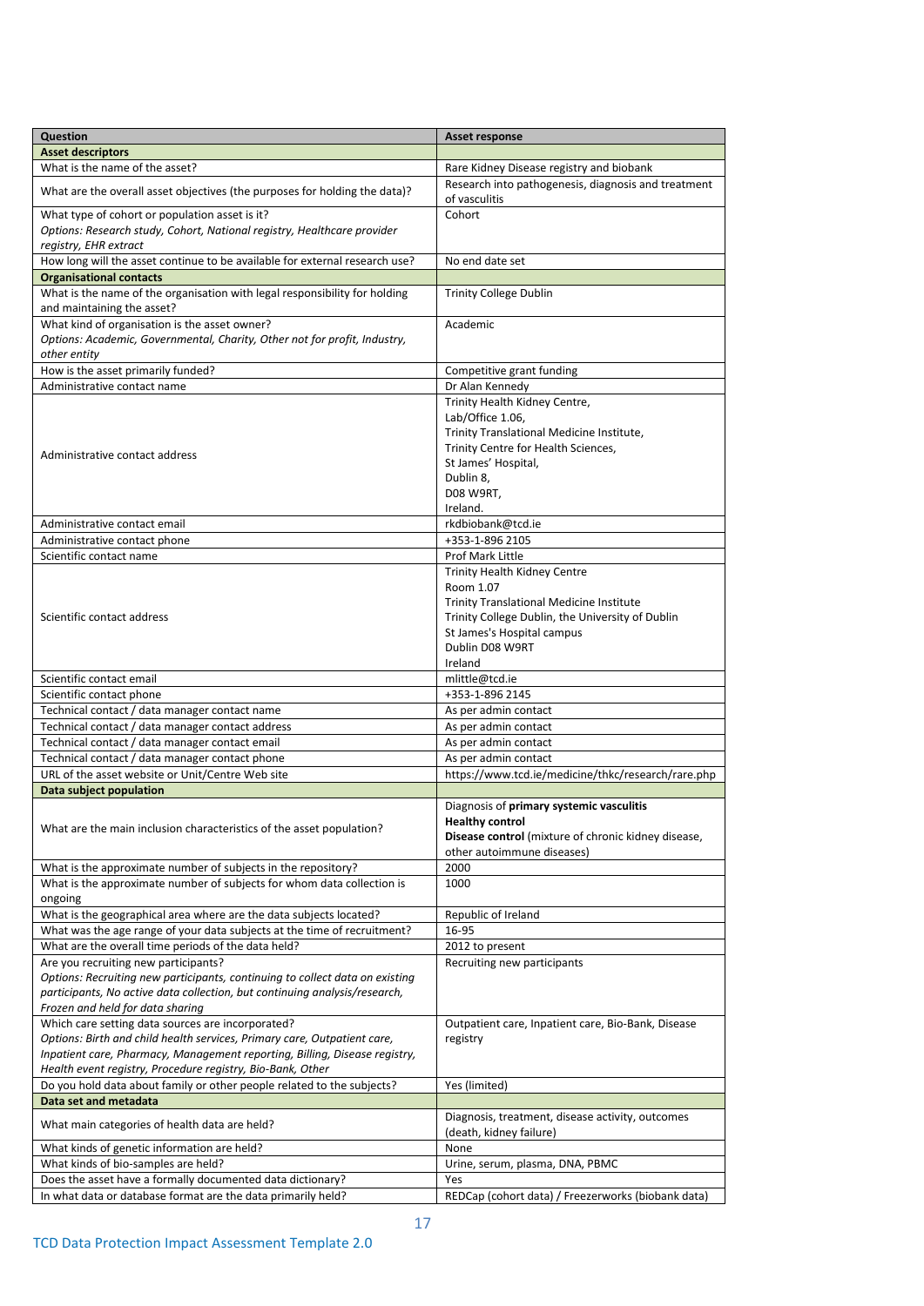| Question | Asset response |
|---|---|
| **Asset descriptors** | |
| What is the name of the asset? | Rare Kidney Disease registry and biobank |
| What are the overall asset objectives (the purposes for holding the data)? | Research into pathogenesis, diagnosis and treatment of vasculitis |
| What type of cohort or population asset is it? *Options: Research study, Cohort, National registry, Healthcare provider registry, EHR extract* | Cohort |
| How long will the asset continue to be available for external research use? | No end date set |
| **Organisational contacts** | |
| What is the name of the organisation with legal responsibility for holding and maintaining the asset? | Trinity College Dublin |
| What kind of organisation is the asset owner? *Options: Academic, Governmental, Charity, Other not for profit, Industry, other entity* | Academic |
| How is the asset primarily funded? | Competitive grant funding |
| Administrative contact name | Dr Alan Kennedy |
| Administrative contact address | Trinity Health Kidney Centre, Lab/Office 1.06, Trinity Translational Medicine Institute, Trinity Centre for Health Sciences, St James' Hospital, Dublin 8, D08 W9RT, Ireland. |
| Administrative contact email | rkdbiobank@tcd.ie |
| Administrative contact phone | +353-1-896 2105 |
| Scientific contact name | Prof Mark Little |
| Scientific contact address | Trinity Health Kidney Centre Room 1.07 Trinity Translational Medicine Institute Trinity College Dublin, the University of Dublin St James's Hospital campus Dublin D08 W9RT Ireland |
| Scientific contact email | mlittle@tcd.ie |
| Scientific contact phone | +353-1-896 2145 |
| Technical contact / data manager contact name | As per admin contact |
| Technical contact / data manager contact address | As per admin contact |
| Technical contact / data manager contact email | As per admin contact |
| Technical contact / data manager contact phone | As per admin contact |
| URL of the asset website or Unit/Centre Web site | https://www.tcd.ie/medicine/thkc/research/rare.php |
| **Data subject population** | |
| What are the main inclusion characteristics of the asset population? | Diagnosis of **primary systemic vasculitis** **Healthy control** **Disease control** (mixture of chronic kidney disease, other autoimmune diseases) |
| What is the approximate number of subjects in the repository? | 2000 |
| What is the approximate number of subjects for whom data collection is ongoing | 1000 |
| What is the geographical area where are the data subjects located? | Republic of Ireland |
| What was the age range of your data subjects at the time of recruitment? | 16-95 |
| What are the overall time periods of the data held? | 2012 to present |
| Are you recruiting new participants? *Options: Recruiting new participants, continuing to collect data on existing participants, No active data collection, but continuing analysis/research, Frozen and held for data sharing* | Recruiting new participants |
| Which care setting data sources are incorporated? *Options: Birth and child health services, Primary care, Outpatient care, Inpatient care, Pharmacy, Management reporting, Billing, Disease registry, Health event registry, Procedure registry, Bio-Bank, Other* | Outpatient care, Inpatient care, Bio-Bank, Disease registry |
| Do you hold data about family or other people related to the subjects? | Yes (limited) |
| **Data set and metadata** | |
| What main categories of health data are held? | Diagnosis, treatment, disease activity, outcomes (death, kidney failure) |
| What kinds of genetic information are held? | None |
| What kinds of bio-samples are held? | Urine, serum, plasma, DNA, PBMC |
| Does the asset have a formally documented data dictionary? | Yes |
| In what data or database format are the data primarily held? | REDCap (cohort data) / Freezerworks (biobank data) |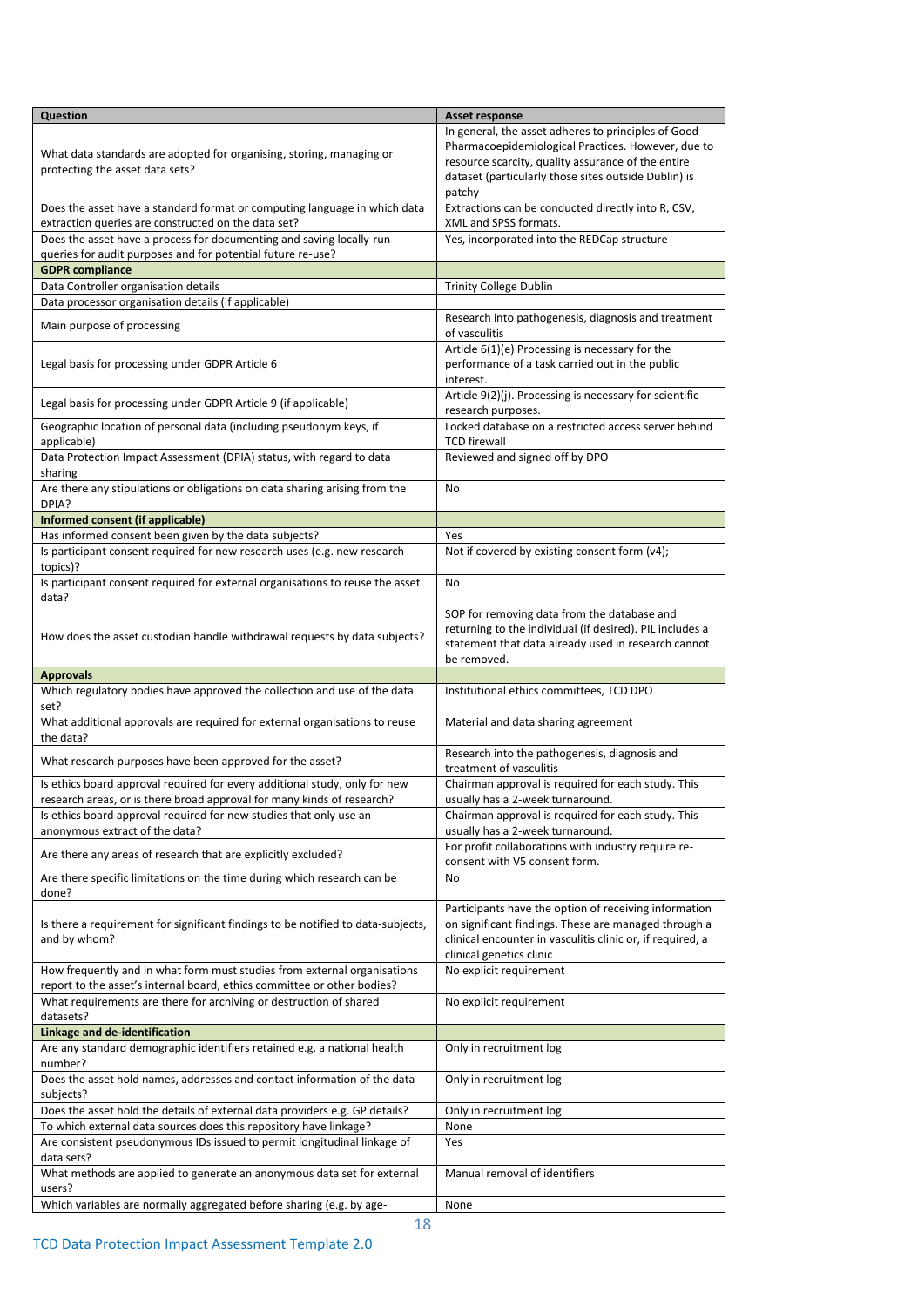| Question | Asset response |
|---|---|
| What data standards are adopted for organising, storing, managing or protecting the asset data sets? | In general, the asset adheres to principles of Good Pharmacoepidemiological Practices. However, due to resource scarcity, quality assurance of the entire dataset (particularly those sites outside Dublin) is patchy |
| Does the asset have a standard format or computing language in which data extraction queries are constructed on the data set? | Extractions can be conducted directly into R, CSV, XML and SPSS formats. |
| Does the asset have a process for documenting and saving locally-run queries for audit purposes and for potential future re-use? | Yes, incorporated into the REDCap structure |
| **GDPR compliance** | |
| Data Controller organisation details | Trinity College Dublin |
| Data processor organisation details (if applicable) | |
| Main purpose of processing | Research into pathogenesis, diagnosis and treatment of vasculitis |
| Legal basis for processing under GDPR Article 6 | Article 6(1)(e) Processing is necessary for the performance of a task carried out in the public interest. |
| Legal basis for processing under GDPR Article 9 (if applicable) | Article 9(2)(j). Processing is necessary for scientific research purposes. |
| Geographic location of personal data (including pseudonym keys, if applicable) | Locked database on a restricted access server behind TCD firewall |
| Data Protection Impact Assessment (DPIA) status, with regard to data sharing | Reviewed and signed off by DPO |
| Are there any stipulations or obligations on data sharing arising from the DPIA? | No |
| **Informed consent (if applicable)** | |
| Has informed consent been given by the data subjects? | Yes |
| Is participant consent required for new research uses (e.g. new research topics)? | Not if covered by existing consent form (v4); |
| Is participant consent required for external organisations to reuse the asset data? | No |
| How does the asset custodian handle withdrawal requests by data subjects? | SOP for removing data from the database and returning to the individual (if desired). PIL includes a statement that data already used in research cannot be removed. |
| **Approvals** | |
| Which regulatory bodies have approved the collection and use of the data set? | Institutional ethics committees, TCD DPO |
| What additional approvals are required for external organisations to reuse the data? | Material and data sharing agreement |
| What research purposes have been approved for the asset? | Research into the pathogenesis, diagnosis and treatment of vasculitis |
| Is ethics board approval required for every additional study, only for new research areas, or is there broad approval for many kinds of research? | Chairman approval is required for each study. This usually has a 2-week turnaround. |
| Is ethics board approval required for new studies that only use an anonymous extract of the data? | Chairman approval is required for each study. This usually has a 2-week turnaround. |
| Are there any areas of research that are explicitly excluded? | For profit collaborations with industry require re-consent with V5 consent form. |
| Are there specific limitations on the time during which research can be done? | No |
| Is there a requirement for significant findings to be notified to data-subjects, and by whom? | Participants have the option of receiving information on significant findings. These are managed through a clinical encounter in vasculitis clinic or, if required, a clinical genetics clinic |
| How frequently and in what form must studies from external organisations report to the asset's internal board, ethics committee or other bodies? | No explicit requirement |
| What requirements are there for archiving or destruction of shared datasets? | No explicit requirement |
| **Linkage and de-identification** | |
| Are any standard demographic identifiers retained e.g. a national health number? | Only in recruitment log |
| Does the asset hold names, addresses and contact information of the data subjects? | Only in recruitment log |
| Does the asset hold the details of external data providers e.g. GP details? | Only in recruitment log |
| To which external data sources does this repository have linkage? | None |
| Are consistent pseudonymous IDs issued to permit longitudinal linkage of data sets? | Yes |
| What methods are applied to generate an anonymous data set for external users? | Manual removal of identifiers |
| Which variables are normally aggregated before sharing (e.g. by age- | None |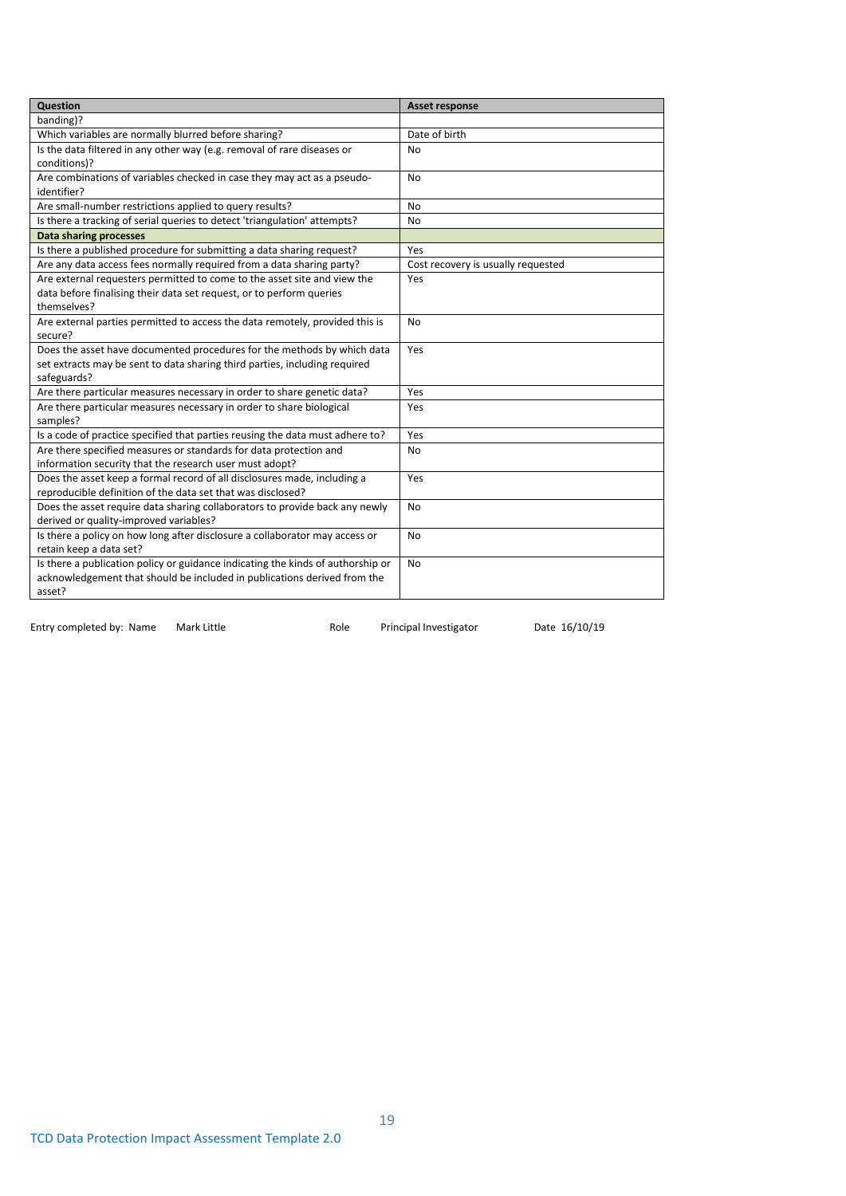| Question | Asset response |
|---|---|
| banding)? | |
| Which variables are normally blurred before sharing? | Date of birth |
| Is the data filtered in any other way (e.g. removal of rare diseases or conditions)? | No |
| Are combinations of variables checked in case they may act as a pseudo-identifier? | No |
| Are small-number restrictions applied to query results? | No |
| Is there a tracking of serial queries to detect 'triangulation' attempts? | No |
| **Data sharing processes** | |
| Is there a published procedure for submitting a data sharing request? | Yes |
| Are any data access fees normally required from a data sharing party? | Cost recovery is usually requested |
| Are external requesters permitted to come to the asset site and view the data before finalising their data set request, or to perform queries themselves? | Yes |
| Are external parties permitted to access the data remotely, provided this is secure? | No |
| Does the asset have documented procedures for the methods by which data set extracts may be sent to data sharing third parties, including required safeguards? | Yes |
| Are there particular measures necessary in order to share genetic data? | Yes |
| Are there particular measures necessary in order to share biological samples? | Yes |
| Is a code of practice specified that parties reusing the data must adhere to? | Yes |
| Are there specified measures or standards for data protection and information security that the research user must adopt? | No |
| Does the asset keep a formal record of all disclosures made, including a reproducible definition of the data set that was disclosed? | Yes |
| Does the asset require data sharing collaborators to provide back any newly derived or quality-improved variables? | No |
| Is there a policy on how long after disclosure a collaborator may access or retain keep a data set? | No |
| Is there a publication policy or guidance indicating the kinds of authorship or acknowledgement that should be included in publications derived from the asset? | No |

Entry completed by: Name Mark Little Role Principal Investigator Date 16/10/19